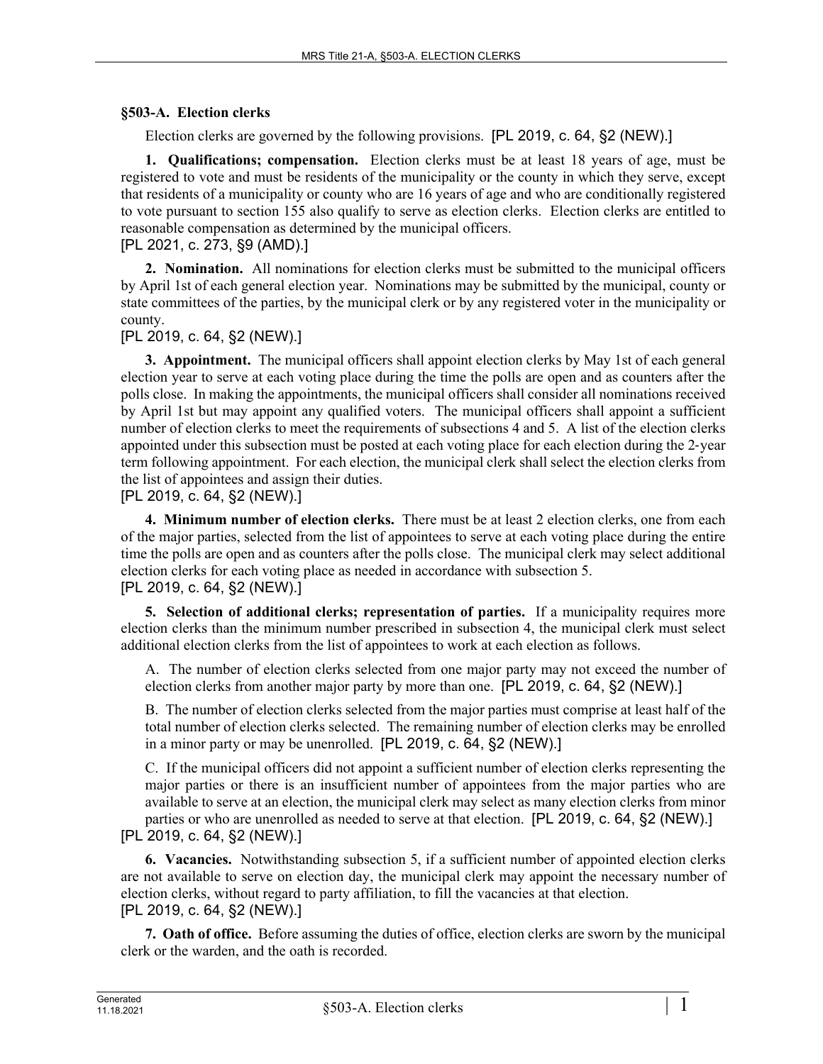### §503-A. Election clerks

Election clerks are governed by the following provisions. [PL 2019, c. 64, §2 (NEW).]

**1. Qualifications; compensation.** Election clerks must be at least 18 years of age, must be registered to vote and must be residents of the municipality or the county in which they serve, except that residents of a municipality or county who are 16 years of age and who are conditionally registered to vote pursuant to section 155 also qualify to serve as election clerks. Election clerks are entitled to reasonable compensation as determined by the municipal officers.
[PL 2021, c. 273, §9 (AMD).]

**2. Nomination.** All nominations for election clerks must be submitted to the municipal officers by April 1st of each general election year. Nominations may be submitted by the municipal, county or state committees of the parties, by the municipal clerk or by any registered voter in the municipality or county.
[PL 2019, c. 64, §2 (NEW).]

**3. Appointment.** The municipal officers shall appoint election clerks by May 1st of each general election year to serve at each voting place during the time the polls are open and as counters after the polls close. In making the appointments, the municipal officers shall consider all nominations received by April 1st but may appoint any qualified voters. The municipal officers shall appoint a sufficient number of election clerks to meet the requirements of subsections 4 and 5. A list of the election clerks appointed under this subsection must be posted at each voting place for each election during the 2-year term following appointment. For each election, the municipal clerk shall select the election clerks from the list of appointees and assign their duties.
[PL 2019, c. 64, §2 (NEW).]

**4. Minimum number of election clerks.** There must be at least 2 election clerks, one from each of the major parties, selected from the list of appointees to serve at each voting place during the entire time the polls are open and as counters after the polls close. The municipal clerk may select additional election clerks for each voting place as needed in accordance with subsection 5.
[PL 2019, c. 64, §2 (NEW).]

**5. Selection of additional clerks; representation of parties.** If a municipality requires more election clerks than the minimum number prescribed in subsection 4, the municipal clerk must select additional election clerks from the list of appointees to work at each election as follows.

A. The number of election clerks selected from one major party may not exceed the number of election clerks from another major party by more than one. [PL 2019, c. 64, §2 (NEW).]

B. The number of election clerks selected from the major parties must comprise at least half of the total number of election clerks selected. The remaining number of election clerks may be enrolled in a minor party or may be unenrolled. [PL 2019, c. 64, §2 (NEW).]

C. If the municipal officers did not appoint a sufficient number of election clerks representing the major parties or there is an insufficient number of appointees from the major parties who are available to serve at an election, the municipal clerk may select as many election clerks from minor parties or who are unenrolled as needed to serve at that election. [PL 2019, c. 64, §2 (NEW).]

[PL 2019, c. 64, §2 (NEW).]

**6. Vacancies.** Notwithstanding subsection 5, if a sufficient number of appointed election clerks are not available to serve on election day, the municipal clerk may appoint the necessary number of election clerks, without regard to party affiliation, to fill the vacancies at that election.
[PL 2019, c. 64, §2 (NEW).]

**7. Oath of office.** Before assuming the duties of office, election clerks are sworn by the municipal clerk or the warden, and the oath is recorded.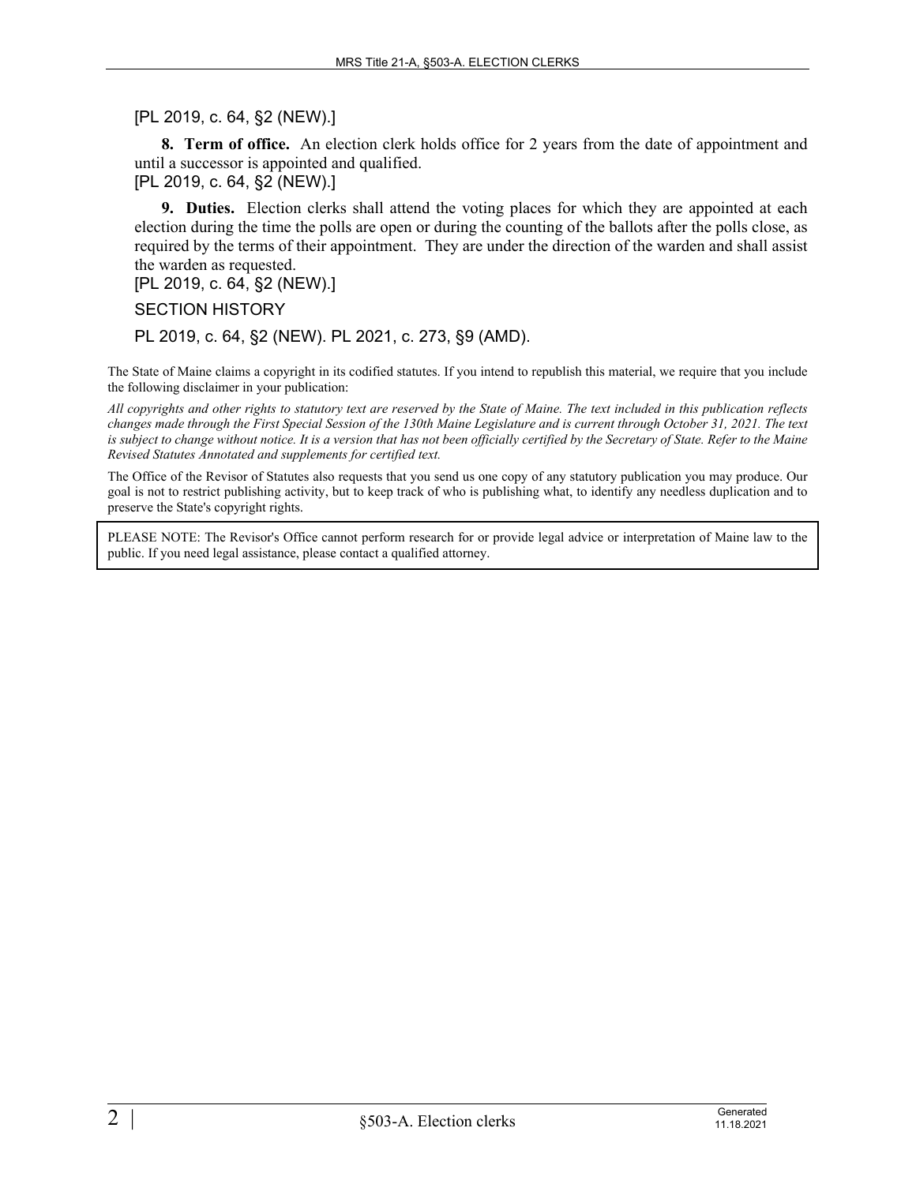[PL 2019, c. 64, §2 (NEW).]

**8. Term of office.** An election clerk holds office for 2 years from the date of appointment and until a successor is appointed and qualified.
[PL 2019, c. 64, §2 (NEW).]

**9. Duties.** Election clerks shall attend the voting places for which they are appointed at each election during the time the polls are open or during the counting of the ballots after the polls close, as required by the terms of their appointment. They are under the direction of the warden and shall assist the warden as requested.
[PL 2019, c. 64, §2 (NEW).]

SECTION HISTORY

PL 2019, c. 64, §2 (NEW). PL 2021, c. 273, §9 (AMD).

The State of Maine claims a copyright in its codified statutes. If you intend to republish this material, we require that you include the following disclaimer in your publication:

*All copyrights and other rights to statutory text are reserved by the State of Maine. The text included in this publication reflects changes made through the First Special Session of the 130th Maine Legislature and is current through October 31, 2021. The text is subject to change without notice. It is a version that has not been officially certified by the Secretary of State. Refer to the Maine Revised Statutes Annotated and supplements for certified text.*

The Office of the Revisor of Statutes also requests that you send us one copy of any statutory publication you may produce. Our goal is not to restrict publishing activity, but to keep track of who is publishing what, to identify any needless duplication and to preserve the State's copyright rights.

PLEASE NOTE: The Revisor's Office cannot perform research for or provide legal advice or interpretation of Maine law to the public. If you need legal assistance, please contact a qualified attorney.